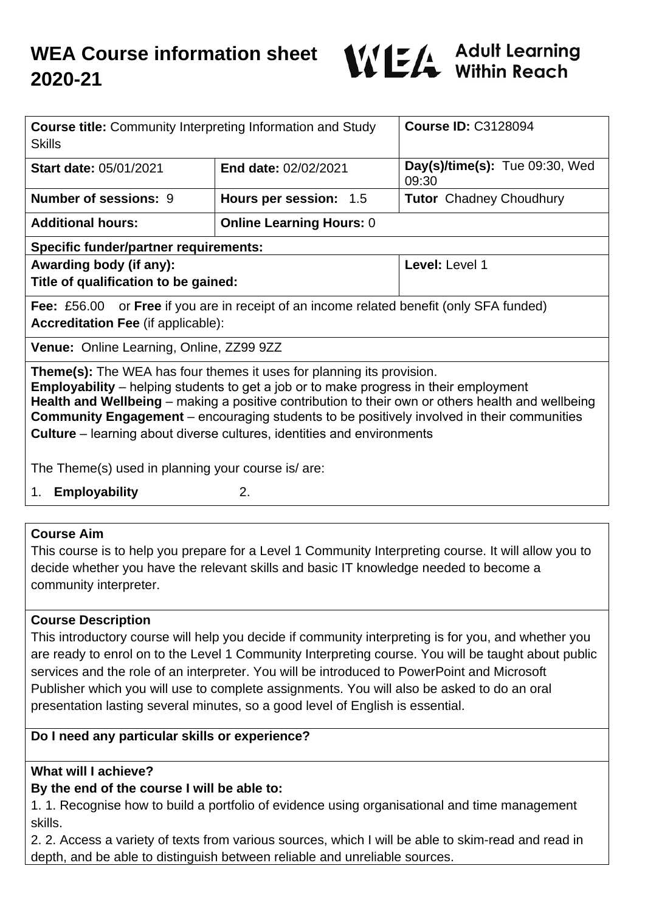# WEA Course information sheet 2020-21

WEA Adult Learning Within Reach

| **Course title:** Community Interpreting Information and Study Skills | | **Course ID:** C3128094 |
|---|---|---|
| **Start date:** 05/01/2021 | **End date:** 02/02/2021 | **Day(s)/time(s):** Tue 09:30, Wed 09:30 |
| **Number of sessions:** 9 | **Hours per session:** 1.5 | **Tutor** Chadney Choudhury |
| **Additional hours:** | **Online Learning Hours:** 0 | |
| **Specific funder/partner requirements:** | | |
| **Awarding body (if any):** **Title of qualification to be gained:** | | **Level:** Level 1 |
| **Fee:** £56.00 or **Free** if you are in receipt of an income related benefit (only SFA funded) **Accreditation Fee** (if applicable): | | |
| **Venue:** Online Learning, Online, ZZ99 9ZZ | | |

**Theme(s):** The WEA has four themes it uses for planning its provision.
**Employability** – helping students to get a job or to make progress in their employment
**Health and Wellbeing** – making a positive contribution to their own or others health and wellbeing
**Community Engagement** – encouraging students to be positively involved in their communities
**Culture** – learning about diverse cultures, identities and environments

The Theme(s) used in planning your course is/ are:

1. **Employability** 2.

## Course Aim

This course is to help you prepare for a Level 1 Community Interpreting course. It will allow you to decide whether you have the relevant skills and basic IT knowledge needed to become a community interpreter.

## Course Description

This introductory course will help you decide if community interpreting is for you, and whether you are ready to enrol on to the Level 1 Community Interpreting course. You will be taught about public services and the role of an interpreter. You will be introduced to PowerPoint and Microsoft Publisher which you will use to complete assignments. You will also be asked to do an oral presentation lasting several minutes, so a good level of English is essential.

## Do I need any particular skills or experience?

## What will I achieve?

**By the end of the course I will be able to:**

1. 1. Recognise how to build a portfolio of evidence using organisational and time management skills.
2. 2. Access a variety of texts from various sources, which I will be able to skim-read and read in depth, and be able to distinguish between reliable and unreliable sources.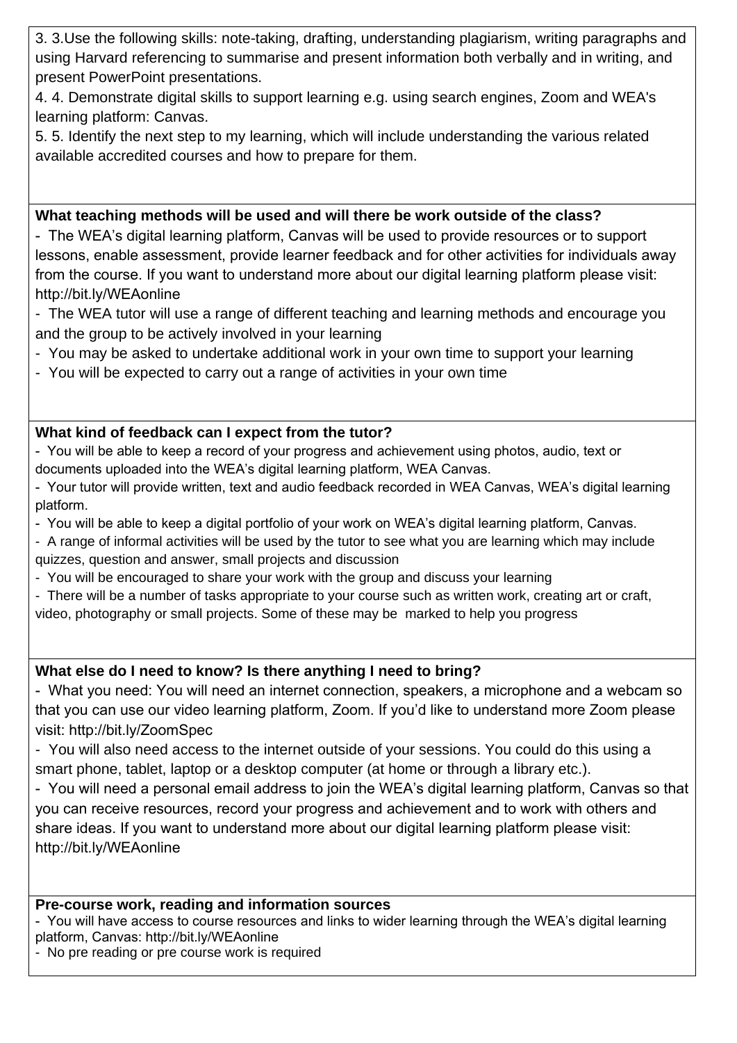3. 3.Use the following skills: note-taking, drafting, understanding plagiarism, writing paragraphs and using Harvard referencing to summarise and present information both verbally and in writing, and present PowerPoint presentations.
4. 4. Demonstrate digital skills to support learning e.g. using search engines, Zoom and WEA's learning platform: Canvas.
5. 5. Identify the next step to my learning, which will include understanding the various related available accredited courses and how to prepare for them.

**What teaching methods will be used and will there be work outside of the class?**

- The WEA's digital learning platform, Canvas will be used to provide resources or to support lessons, enable assessment, provide learner feedback and for other activities for individuals away from the course. If you want to understand more about our digital learning platform please visit: http://bit.ly/WEAonline
- The WEA tutor will use a range of different teaching and learning methods and encourage you and the group to be actively involved in your learning
- You may be asked to undertake additional work in your own time to support your learning
- You will be expected to carry out a range of activities in your own time

**What kind of feedback can I expect from the tutor?**

- You will be able to keep a record of your progress and achievement using photos, audio, text or documents uploaded into the WEA's digital learning platform, WEA Canvas.
- Your tutor will provide written, text and audio feedback recorded in WEA Canvas, WEA's digital learning platform.
- You will be able to keep a digital portfolio of your work on WEA's digital learning platform, Canvas.
- A range of informal activities will be used by the tutor to see what you are learning which may include quizzes, question and answer, small projects and discussion
- You will be encouraged to share your work with the group and discuss your learning
- There will be a number of tasks appropriate to your course such as written work, creating art or craft, video, photography or small projects. Some of these may be marked to help you progress

**What else do I need to know? Is there anything I need to bring?**

- What you need: You will need an internet connection, speakers, a microphone and a webcam so that you can use our video learning platform, Zoom. If you'd like to understand more Zoom please visit: http://bit.ly/ZoomSpec
- You will also need access to the internet outside of your sessions. You could do this using a smart phone, tablet, laptop or a desktop computer (at home or through a library etc.).
- You will need a personal email address to join the WEA's digital learning platform, Canvas so that you can receive resources, record your progress and achievement and to work with others and share ideas. If you want to understand more about our digital learning platform please visit: http://bit.ly/WEAonline

**Pre-course work, reading and information sources**

- You will have access to course resources and links to wider learning through the WEA's digital learning platform, Canvas: http://bit.ly/WEAonline
- No pre reading or pre course work is required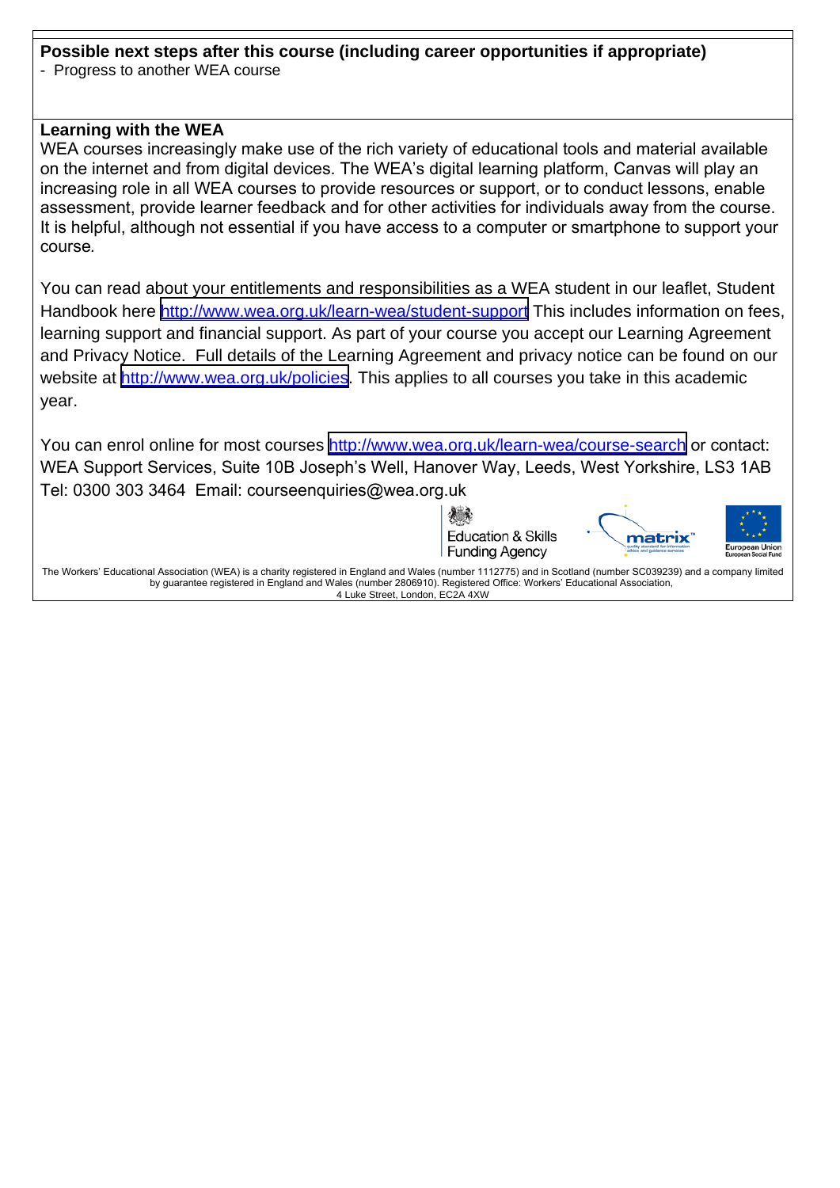**Possible next steps after this course (including career opportunities if appropriate)**

- Progress to another WEA course

**Learning with the WEA**

WEA courses increasingly make use of the rich variety of educational tools and material available on the internet and from digital devices. The WEA's digital learning platform, Canvas will play an increasing role in all WEA courses to provide resources or support, or to conduct lessons, enable assessment, provide learner feedback and for other activities for individuals away from the course. It is helpful, although not essential if you have access to a computer or smartphone to support your course.

You can read about your entitlements and responsibilities as a WEA student in our leaflet, Student Handbook here http://www.wea.org.uk/learn-wea/student-support This includes information on fees, learning support and financial support. As part of your course you accept our Learning Agreement and Privacy Notice. Full details of the Learning Agreement and privacy notice can be found on our website at http://www.wea.org.uk/policies. This applies to all courses you take in this academic year.

You can enrol online for most courses http://www.wea.org.uk/learn-wea/course-search or contact: WEA Support Services, Suite 10B Joseph's Well, Hanover Way, Leeds, West Yorkshire, LS3 1AB
Tel: 0300 303 3464 Email: courseenquiries@wea.org.uk

Education & Skills Funding Agency

matrix

European Union European Social Fund

The Workers' Educational Association (WEA) is a charity registered in England and Wales (number 1112775) and in Scotland (number SC039239) and a company limited by guarantee registered in England and Wales (number 2806910). Registered Office: Workers' Educational Association, 4 Luke Street, London, EC2A 4XW